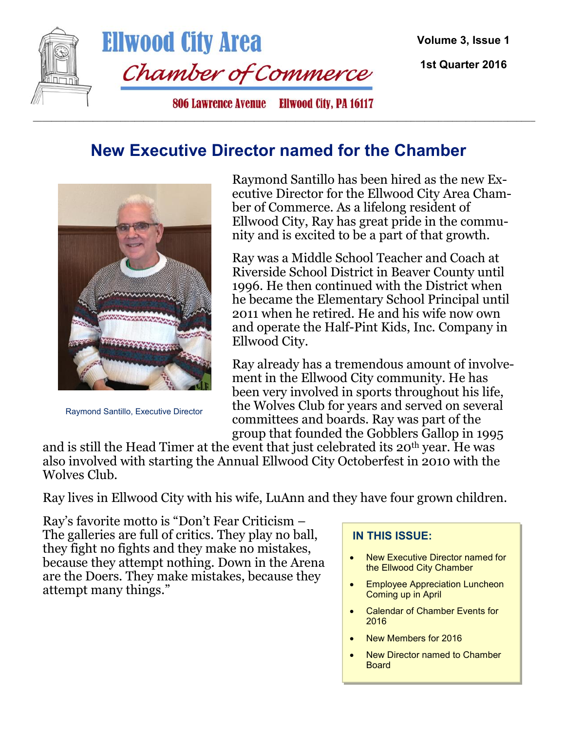# Ellwood City Area Chamber of Commerce

806 Lawrence Avenue Ellwood City, PA 16117

Volume 3, Issue 1

1st Quarter 2016

## New Executive Director named for the Chamber

Raymond Santillo, Executive Director

Raymond Santillo has been hired as the new Executive Director for the Ellwood City Area Chamber of Commerce. As a lifelong resident of Ellwood City, Ray has great pride in the community and is excited to be a part of that growth.

Ray was a Middle School Teacher and Coach at Riverside School District in Beaver County until 1996. He then continued with the District when he became the Elementary School Principal until 2011 when he retired. He and his wife now own and operate the Half-Pint Kids, Inc. Company in Ellwood City.

Ray already has a tremendous amount of involvement in the Ellwood City community. He has been very involved in sports throughout his life, the Wolves Club for years and served on several committees and boards. Ray was part of the group that founded the Gobblers Gallop in 1995 and is still the Head Timer at the event that just celebrated its 20th year. He was also involved with starting the Annual Ellwood City Octoberfest in 2010 with the Wolves Club.

Ray lives in Ellwood City with his wife, LuAnn and they have four grown children.

Ray's favorite motto is "Don't Fear Criticism – The galleries are full of critics. They play no ball, they fight no fights and they make no mistakes, because they attempt nothing. Down in the Arena are the Doers. They make mistakes, because they attempt many things."

**IN THIS ISSUE:**

- New Executive Director named for the Ellwood City Chamber
- Employee Appreciation Luncheon Coming up in April
- Calendar of Chamber Events for 2016
- New Members for 2016
- New Director named to Chamber Board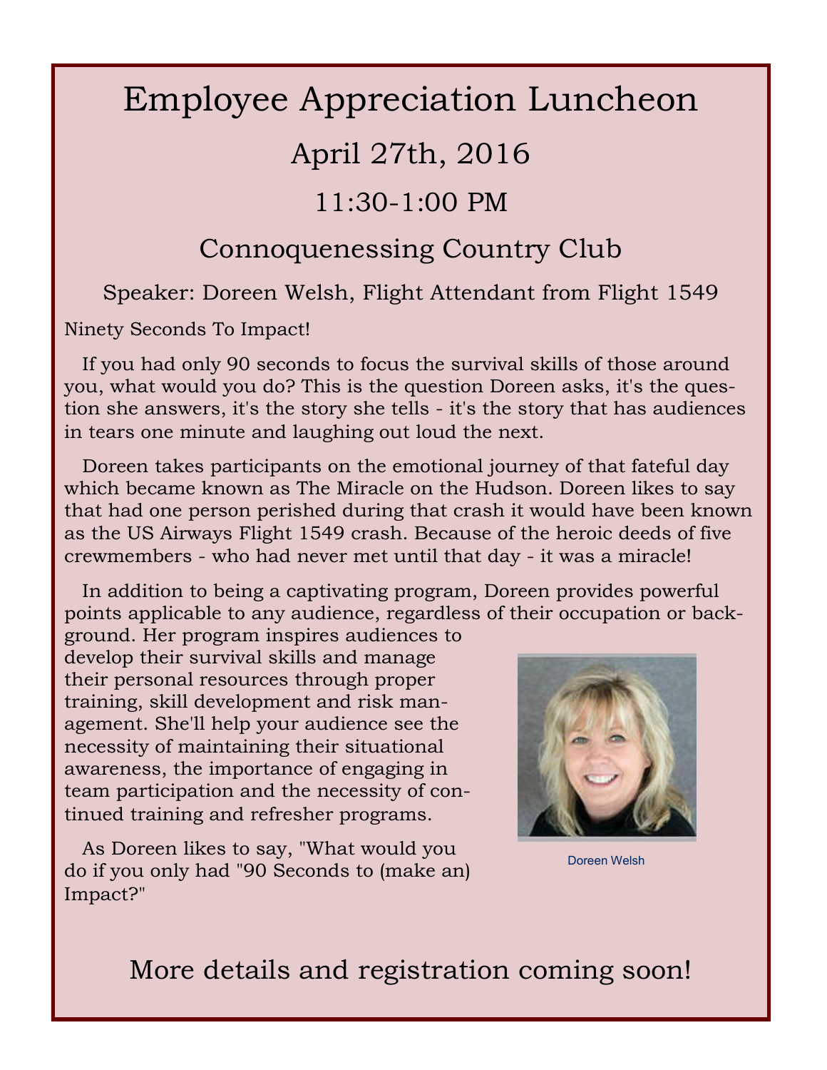# Employee Appreciation Luncheon

## April 27th, 2016

## 11:30-1:00 PM

## Connoquenessing Country Club

Speaker: Doreen Welsh, Flight Attendant from Flight 1549

Ninety Seconds To Impact!

If you had only 90 seconds to focus the survival skills of those around you, what would you do? This is the question Doreen asks, it's the question she answers, it's the story she tells - it's the story that has audiences in tears one minute and laughing out loud the next.

Doreen takes participants on the emotional journey of that fateful day which became known as The Miracle on the Hudson. Doreen likes to say that had one person perished during that crash it would have been known as the US Airways Flight 1549 crash. Because of the heroic deeds of five crewmembers - who had never met until that day - it was a miracle!

In addition to being a captivating program, Doreen provides powerful points applicable to any audience, regardless of their occupation or background. Her program inspires audiences to develop their survival skills and manage their personal resources through proper training, skill development and risk management. She'll help your audience see the necessity of maintaining their situational awareness, the importance of engaging in team participation and the necessity of continued training and refresher programs.

Doreen Welsh

As Doreen likes to say, "What would you do if you only had "90 Seconds to (make an) Impact?"

## More details and registration coming soon!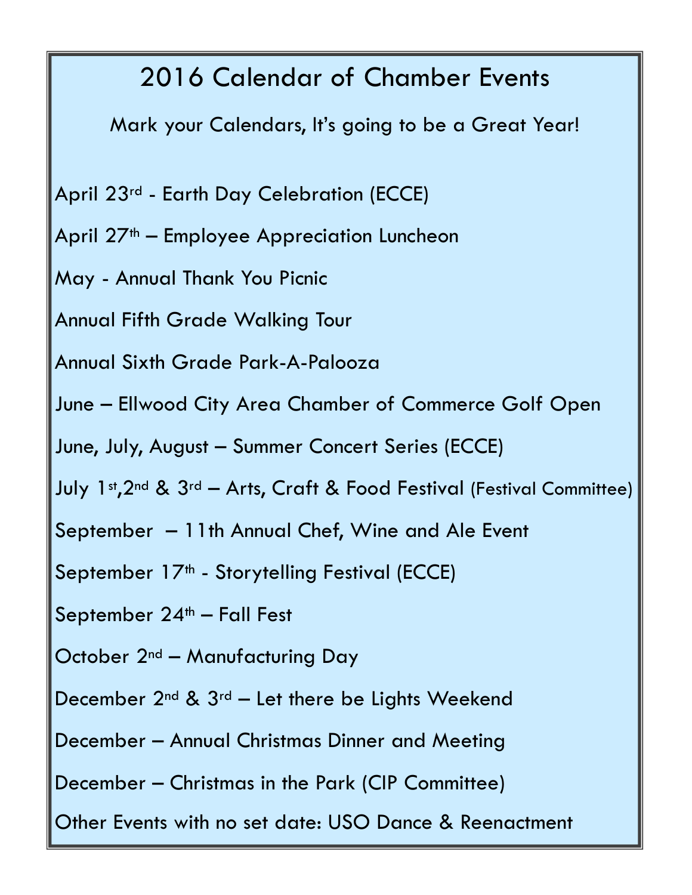# 2016 Calendar of Chamber Events

Mark your Calendars, It's going to be a Great Year!

April 23rd - Earth Day Celebration (ECCE)

April 27th – Employee Appreciation Luncheon

May - Annual Thank You Picnic

Annual Fifth Grade Walking Tour

Annual Sixth Grade Park-A-Palooza

June – Ellwood City Area Chamber of Commerce Golf Open

June, July, August – Summer Concert Series (ECCE)

July 1st,2nd & 3rd – Arts, Craft & Food Festival (Festival Committee)

September – 11th Annual Chef, Wine and Ale Event

September 17th - Storytelling Festival (ECCE)

September 24th – Fall Fest

October 2nd – Manufacturing Day

December 2nd & 3rd – Let there be Lights Weekend

December – Annual Christmas Dinner and Meeting

December – Christmas in the Park (CIP Committee)

Other Events with no set date: USO Dance & Reenactment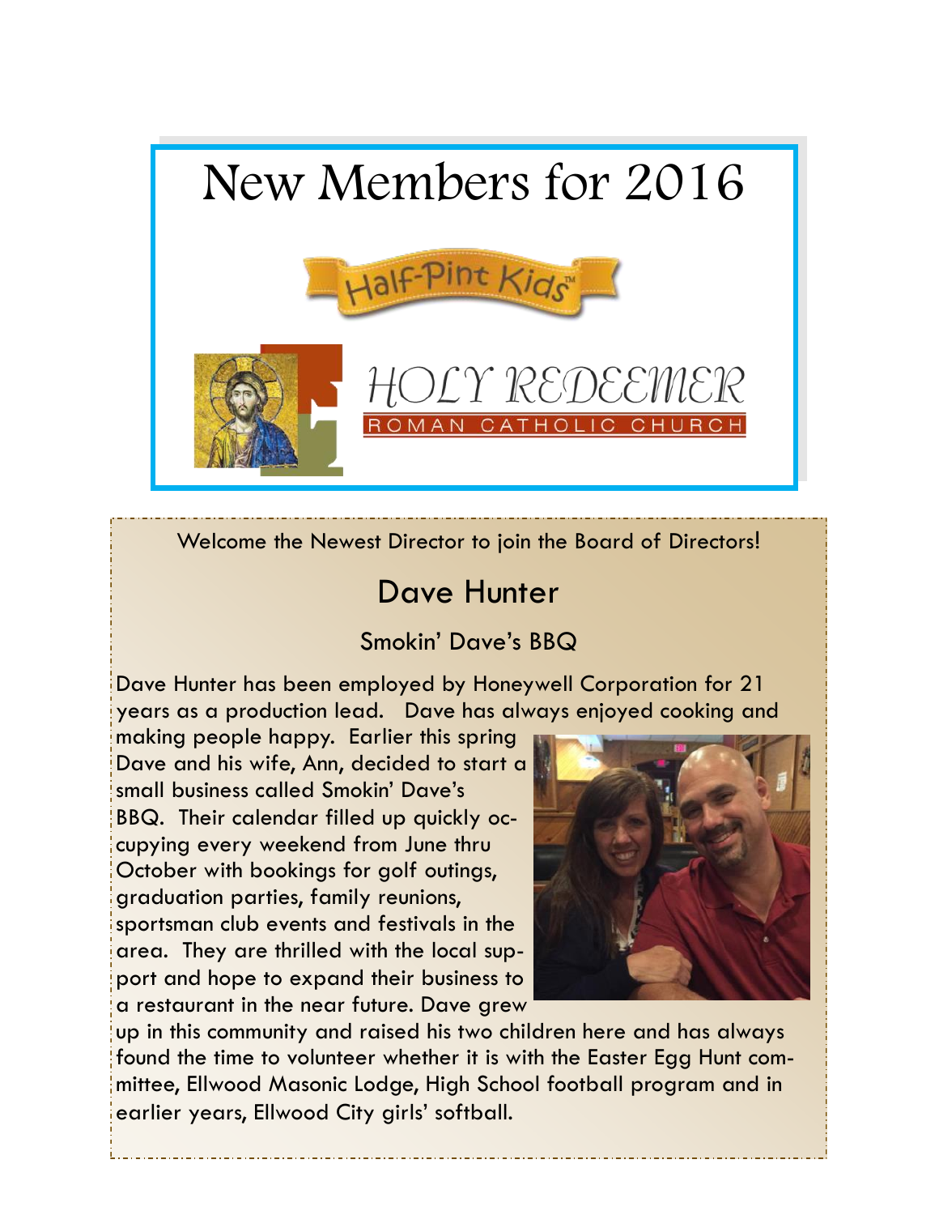# New Members for 2016

Half-Pint Kids™

HOLY REDEEMER

ROMAN CATHOLIC CHURCH

Welcome the Newest Director to join the Board of Directors!

## Dave Hunter

### Smokin' Dave's BBQ

Dave Hunter has been employed by Honeywell Corporation for 21 years as a production lead. Dave has always enjoyed cooking and making people happy. Earlier this spring Dave and his wife, Ann, decided to start a small business called Smokin' Dave's BBQ. Their calendar filled up quickly occupying every weekend from June thru October with bookings for golf outings, graduation parties, family reunions, sportsman club events and festivals in the area. They are thrilled with the local support and hope to expand their business to a restaurant in the near future. Dave grew up in this community and raised his two children here and has always found the time to volunteer whether it is with the Easter Egg Hunt committee, Ellwood Masonic Lodge, High School football program and in earlier years, Ellwood City girls' softball.